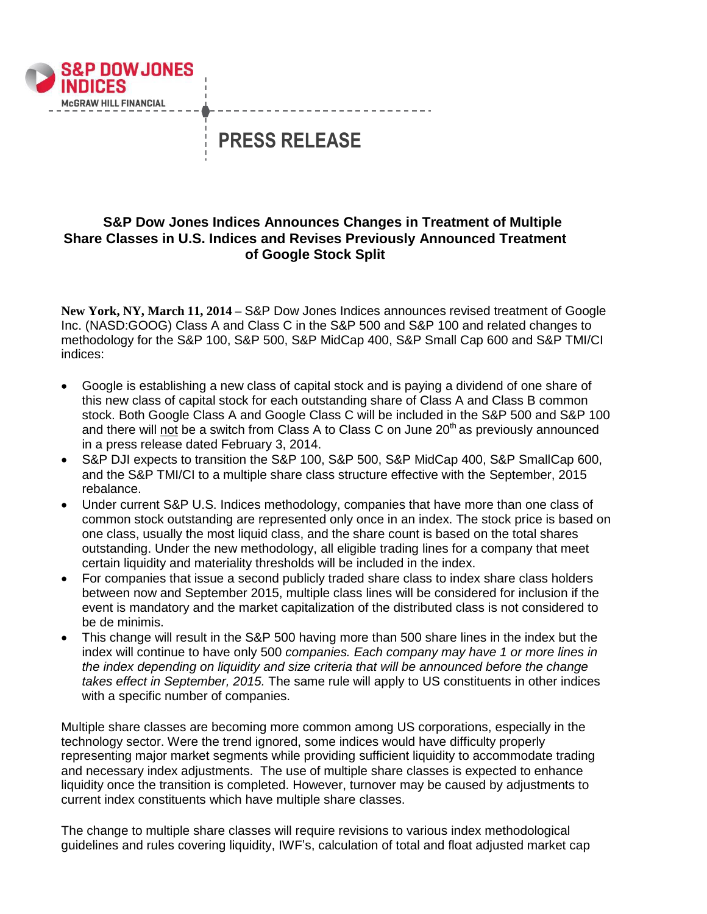S&P DOW JONES INDICES

McGRAW HILL FINANCIAL

# PRESS RELEASE

## S&P Dow Jones Indices Announces Changes in Treatment of Multiple Share Classes in U.S. Indices and Revises Previously Announced Treatment of Google Stock Split

**New York, NY, March 11, 2014** – S&P Dow Jones Indices announces revised treatment of Google Inc. (NASD:GOOG) Class A and Class C in the S&P 500 and S&P 100 and related changes to methodology for the S&P 100, S&P 500, S&P MidCap 400, S&P Small Cap 600 and S&P TMI/CI indices:

- Google is establishing a new class of capital stock and is paying a dividend of one share of this new class of capital stock for each outstanding share of Class A and Class B common stock. Both Google Class A and Google Class C will be included in the S&P 500 and S&P 100 and there will not be a switch from Class A to Class C on June 20th as previously announced in a press release dated February 3, 2014.
- S&P DJI expects to transition the S&P 100, S&P 500, S&P MidCap 400, S&P SmallCap 600, and the S&P TMI/CI to a multiple share class structure effective with the September, 2015 rebalance.
- Under current S&P U.S. Indices methodology, companies that have more than one class of common stock outstanding are represented only once in an index. The stock price is based on one class, usually the most liquid class, and the share count is based on the total shares outstanding. Under the new methodology, all eligible trading lines for a company that meet certain liquidity and materiality thresholds will be included in the index.
- For companies that issue a second publicly traded share class to index share class holders between now and September 2015, multiple class lines will be considered for inclusion if the event is mandatory and the market capitalization of the distributed class is not considered to be de minimis.
- This change will result in the S&P 500 having more than 500 share lines in the index but the index will continue to have only 500 *companies. Each company may have 1 or more lines in the index depending on liquidity and size criteria that will be announced before the change takes effect in September, 2015.* The same rule will apply to US constituents in other indices with a specific number of companies.

Multiple share classes are becoming more common among US corporations, especially in the technology sector. Were the trend ignored, some indices would have difficulty properly representing major market segments while providing sufficient liquidity to accommodate trading and necessary index adjustments. The use of multiple share classes is expected to enhance liquidity once the transition is completed. However, turnover may be caused by adjustments to current index constituents which have multiple share classes.

The change to multiple share classes will require revisions to various index methodological guidelines and rules covering liquidity, IWF's, calculation of total and float adjusted market cap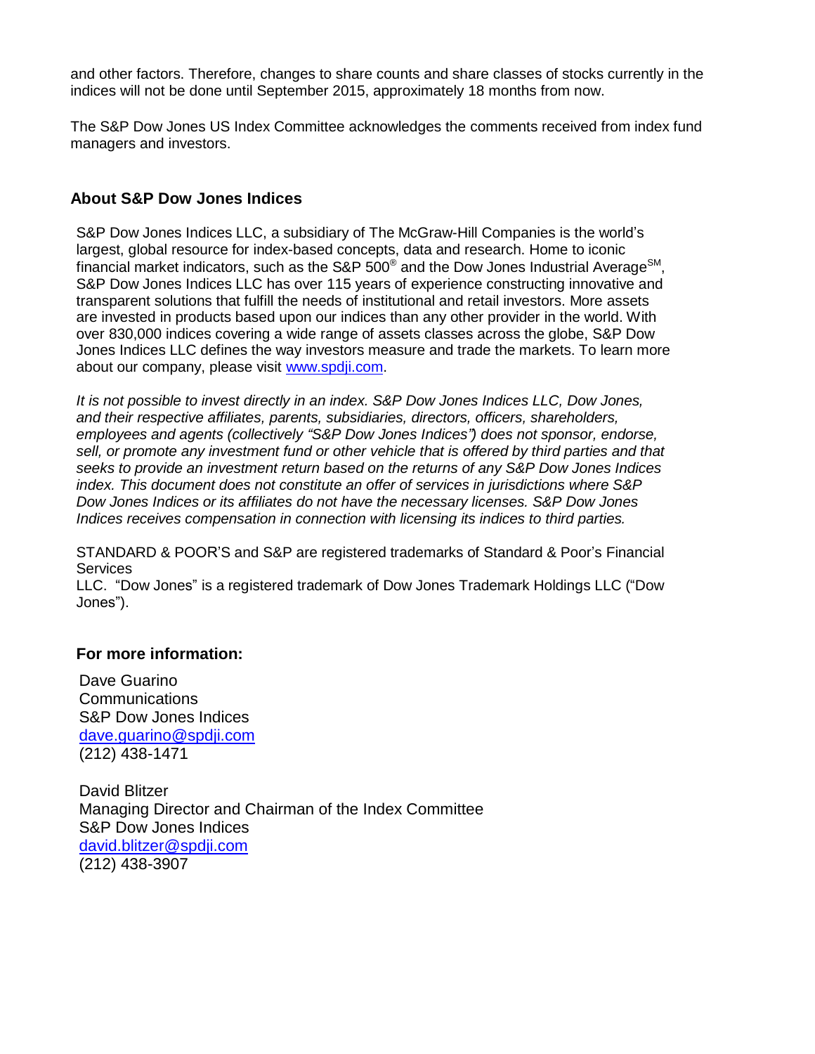and other factors. Therefore, changes to share counts and share classes of stocks currently in the indices will not be done until September 2015, approximately 18 months from now.

The S&P Dow Jones US Index Committee acknowledges the comments received from index fund managers and investors.

## About S&P Dow Jones Indices

S&P Dow Jones Indices LLC, a subsidiary of The McGraw-Hill Companies is the world's largest, global resource for index-based concepts, data and research. Home to iconic financial market indicators, such as the S&P 500® and the Dow Jones Industrial Average℠, S&P Dow Jones Indices LLC has over 115 years of experience constructing innovative and transparent solutions that fulfill the needs of institutional and retail investors. More assets are invested in products based upon our indices than any other provider in the world. With over 830,000 indices covering a wide range of assets classes across the globe, S&P Dow Jones Indices LLC defines the way investors measure and trade the markets. To learn more about our company, please visit [www.spdji.com](http://www.spdji.com).

*It is not possible to invest directly in an index. S&P Dow Jones Indices LLC, Dow Jones, and their respective affiliates, parents, subsidiaries, directors, officers, shareholders, employees and agents (collectively "S&P Dow Jones Indices") does not sponsor, endorse, sell, or promote any investment fund or other vehicle that is offered by third parties and that seeks to provide an investment return based on the returns of any S&P Dow Jones Indices index. This document does not constitute an offer of services in jurisdictions where S&P Dow Jones Indices or its affiliates do not have the necessary licenses. S&P Dow Jones Indices receives compensation in connection with licensing its indices to third parties.*

STANDARD & POOR'S and S&P are registered trademarks of Standard & Poor's Financial Services LLC. "Dow Jones" is a registered trademark of Dow Jones Trademark Holdings LLC ("Dow Jones").

### For more information:

Dave Guarino
Communications
S&P Dow Jones Indices
[dave.guarino@spdji.com](mailto:dave.guarino@spdji.com)
(212) 438-1471

David Blitzer
Managing Director and Chairman of the Index Committee
S&P Dow Jones Indices
[david.blitzer@spdji.com](mailto:david.blitzer@spdji.com)
(212) 438-3907